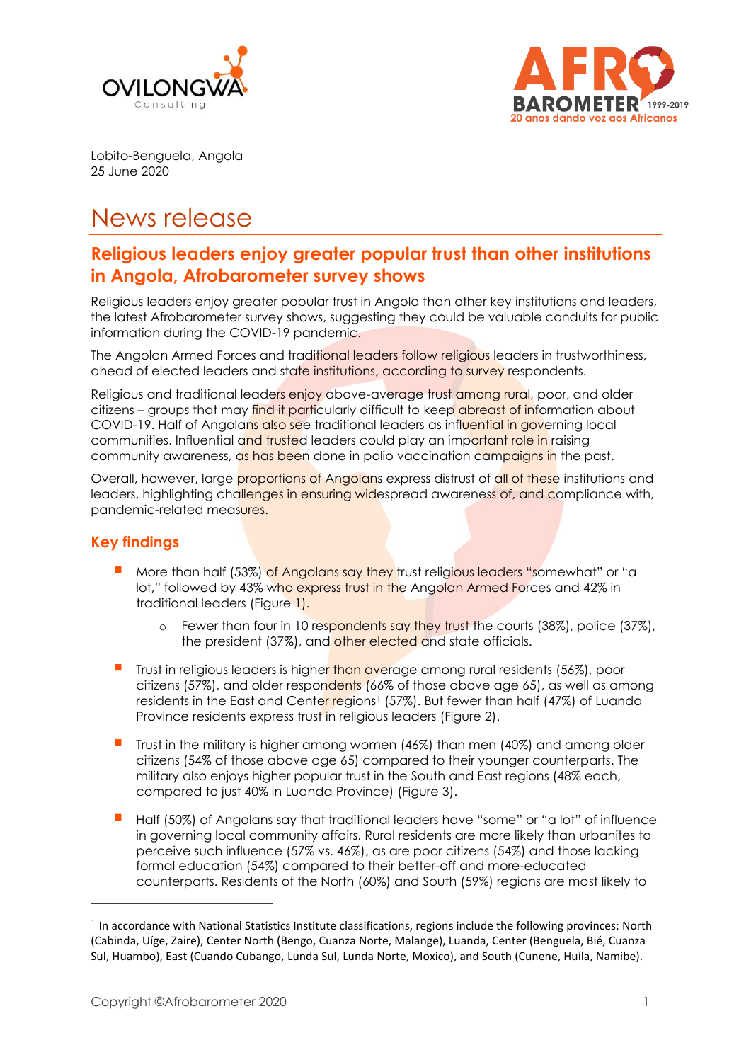Lobito-Benguela, Angola
25 June 2020

# News release

## Religious leaders enjoy greater popular trust than other institutions in Angola, Afrobarometer survey shows

Religious leaders enjoy greater popular trust in Angola than other key institutions and leaders, the latest Afrobarometer survey shows, suggesting they could be valuable conduits for public information during the COVID-19 pandemic.

The Angolan Armed Forces and traditional leaders follow religious leaders in trustworthiness, ahead of elected leaders and state institutions, according to survey respondents.

Religious and traditional leaders enjoy above-average trust among rural, poor, and older citizens – groups that may find it particularly difficult to keep abreast of information about COVID-19. Half of Angolans also see traditional leaders as influential in governing local communities. Influential and trusted leaders could play an important role in raising community awareness, as has been done in polio vaccination campaigns in the past.

Overall, however, large proportions of Angolans express distrust of all of these institutions and leaders, highlighting challenges in ensuring widespread awareness of, and compliance with, pandemic-related measures.

## Key findings

- More than half (53%) of Angolans say they trust religious leaders "somewhat" or "a lot," followed by 43% who express trust in the Angolan Armed Forces and 42% in traditional leaders (Figure 1).
  - Fewer than four in 10 respondents say they trust the courts (38%), police (37%), the president (37%), and other elected and state officials.
- Trust in religious leaders is higher than average among rural residents (56%), poor citizens (57%), and older respondents (66% of those above age 65), as well as among residents in the East and Center regions[1] (57%). But fewer than half (47%) of Luanda Province residents express trust in religious leaders (Figure 2).
- Trust in the military is higher among women (46%) than men (40%) and among older citizens (54% of those above age 65) compared to their younger counterparts. The military also enjoys higher popular trust in the South and East regions (48% each, compared to just 40% in Luanda Province) (Figure 3).
- Half (50%) of Angolans say that traditional leaders have "some" or "a lot" of influence in governing local community affairs. Rural residents are more likely than urbanites to perceive such influence (57% vs. 46%), as are poor citizens (54%) and those lacking formal education (54%) compared to their better-off and more-educated counterparts. Residents of the North (60%) and South (59%) regions are most likely to

[1] In accordance with National Statistics Institute classifications, regions include the following provinces: North (Cabinda, Uíge, Zaire), Center North (Bengo, Cuanza Norte, Malange), Luanda, Center (Benguela, Bié, Cuanza Sul, Huambo), East (Cuando Cubango, Lunda Sul, Lunda Norte, Mexico), and South (Cunene, Huíla, Namibe).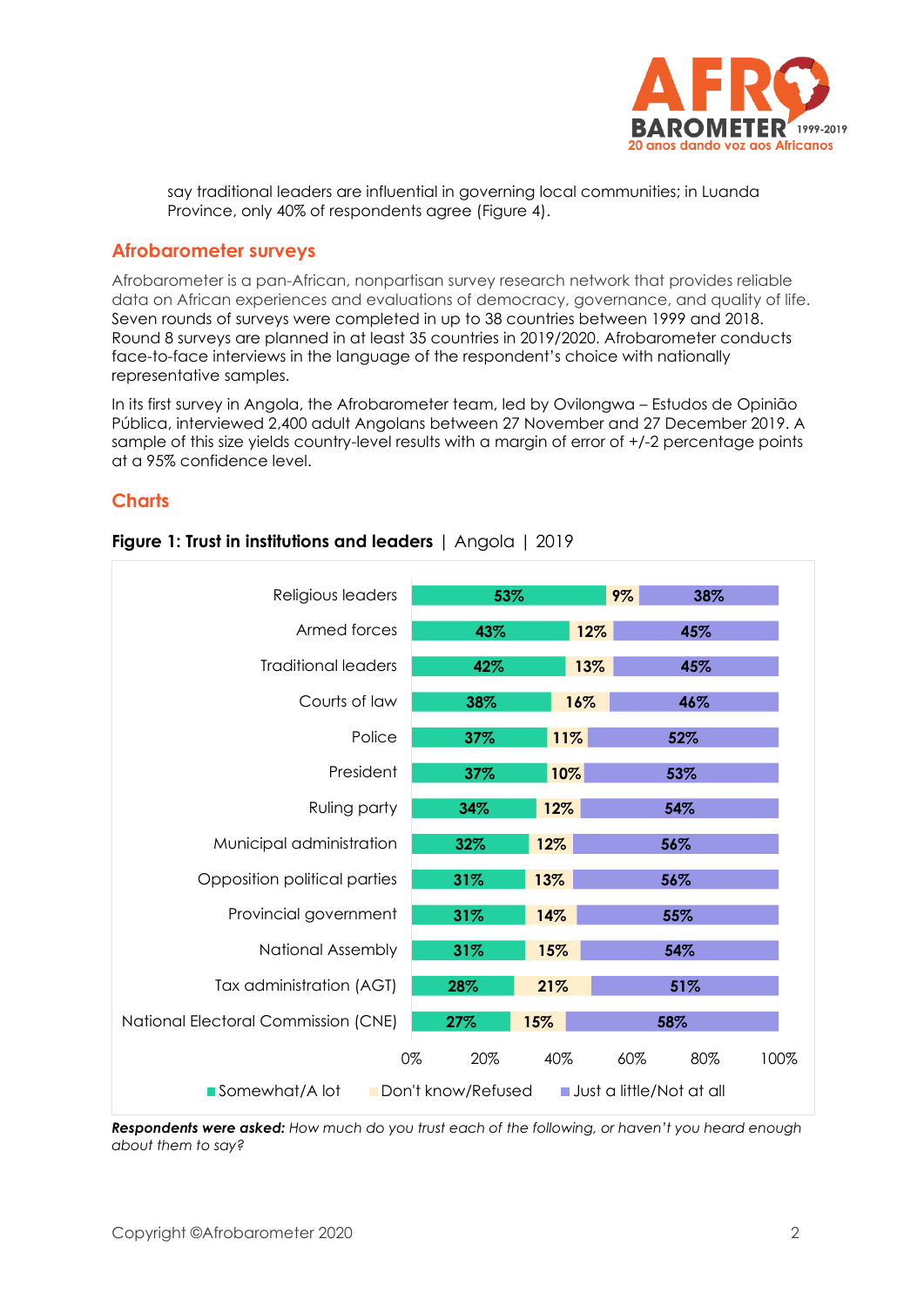say traditional leaders are influential in governing local communities; in Luanda Province, only 40% of respondents agree (Figure 4).

## Afrobarometer surveys

Afrobarometer is a pan-African, nonpartisan survey research network that provides reliable data on African experiences and evaluations of democracy, governance, and quality of life. Seven rounds of surveys were completed in up to 38 countries between 1999 and 2018. Round 8 surveys are planned in at least 35 countries in 2019/2020. Afrobarometer conducts face-to-face interviews in the language of the respondent's choice with nationally representative samples.

In its first survey in Angola, the Afrobarometer team, led by Ovilongwa – Estudos de Opinião Pública, interviewed 2,400 adult Angolans between 27 November and 27 December 2019. A sample of this size yields country-level results with a margin of error of +/-2 percentage points at a 95% confidence level.

## Charts

**Figure 1: Trust in institutions and leaders** | Angola | 2019

| | Somewhat/A lot | Don't know/Refused | Just a little/Not at all |
|---|---|---|---|
| Religious leaders | 53% | 9% | 38% |
| Armed forces | 43% | 12% | 45% |
| Traditional leaders | 42% | 13% | 45% |
| Courts of law | 38% | 16% | 46% |
| Police | 37% | 11% | 52% |
| President | 37% | 10% | 53% |
| Ruling party | 34% | 12% | 54% |
| Municipal administration | 32% | 12% | 56% |
| Opposition political parties | 31% | 13% | 56% |
| Provincial government | 31% | 14% | 55% |
| National Assembly | 31% | 15% | 54% |
| Tax administration (AGT) | 28% | 21% | 51% |
| National Electoral Commission (CNE) | 27% | 15% | 58% |

***Respondents were asked:*** *How much do you trust each of the following, or haven't you heard enough about them to say?*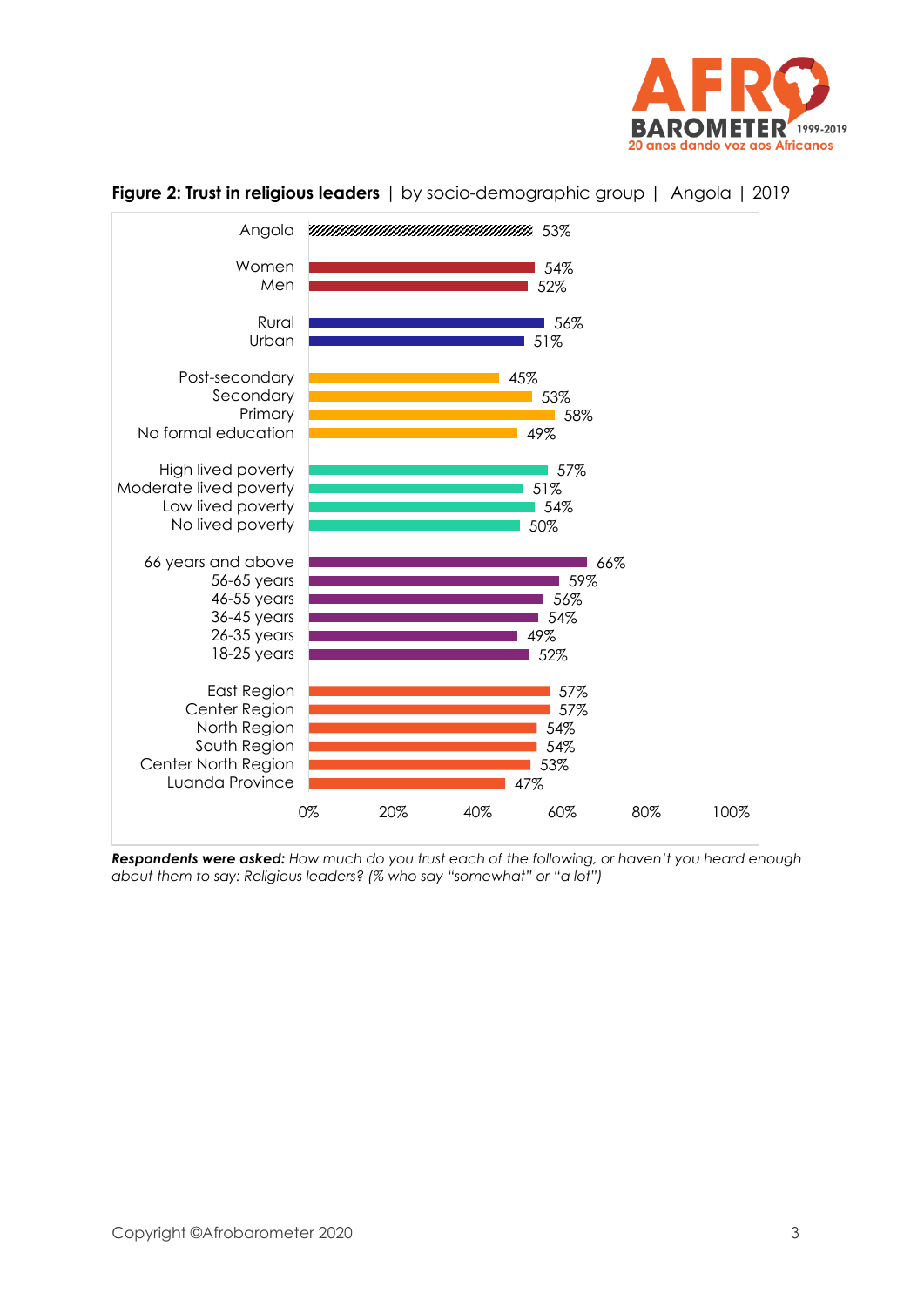**Figure 2: Trust in religious leaders** | by socio-demographic group | Angola | 2019

| Group | % |
|---|---|
| Angola | 53% |
| Women | 54% |
| Men | 52% |
| Rural | 56% |
| Urban | 51% |
| Post-secondary | 45% |
| Secondary | 53% |
| Primary | 58% |
| No formal education | 49% |
| High lived poverty | 57% |
| Moderate lived poverty | 51% |
| Low lived poverty | 54% |
| No lived poverty | 50% |
| 66 years and above | 66% |
| 56-65 years | 59% |
| 46-55 years | 56% |
| 36-45 years | 54% |
| 26-35 years | 49% |
| 18-25 years | 52% |
| East Region | 57% |
| Center Region | 57% |
| North Region | 54% |
| South Region | 54% |
| Center North Region | 53% |
| Luanda Province | 47% |

***Respondents were asked:*** *How much do you trust each of the following, or haven't you heard enough about them to say: Religious leaders? (% who say "somewhat" or "a lot")*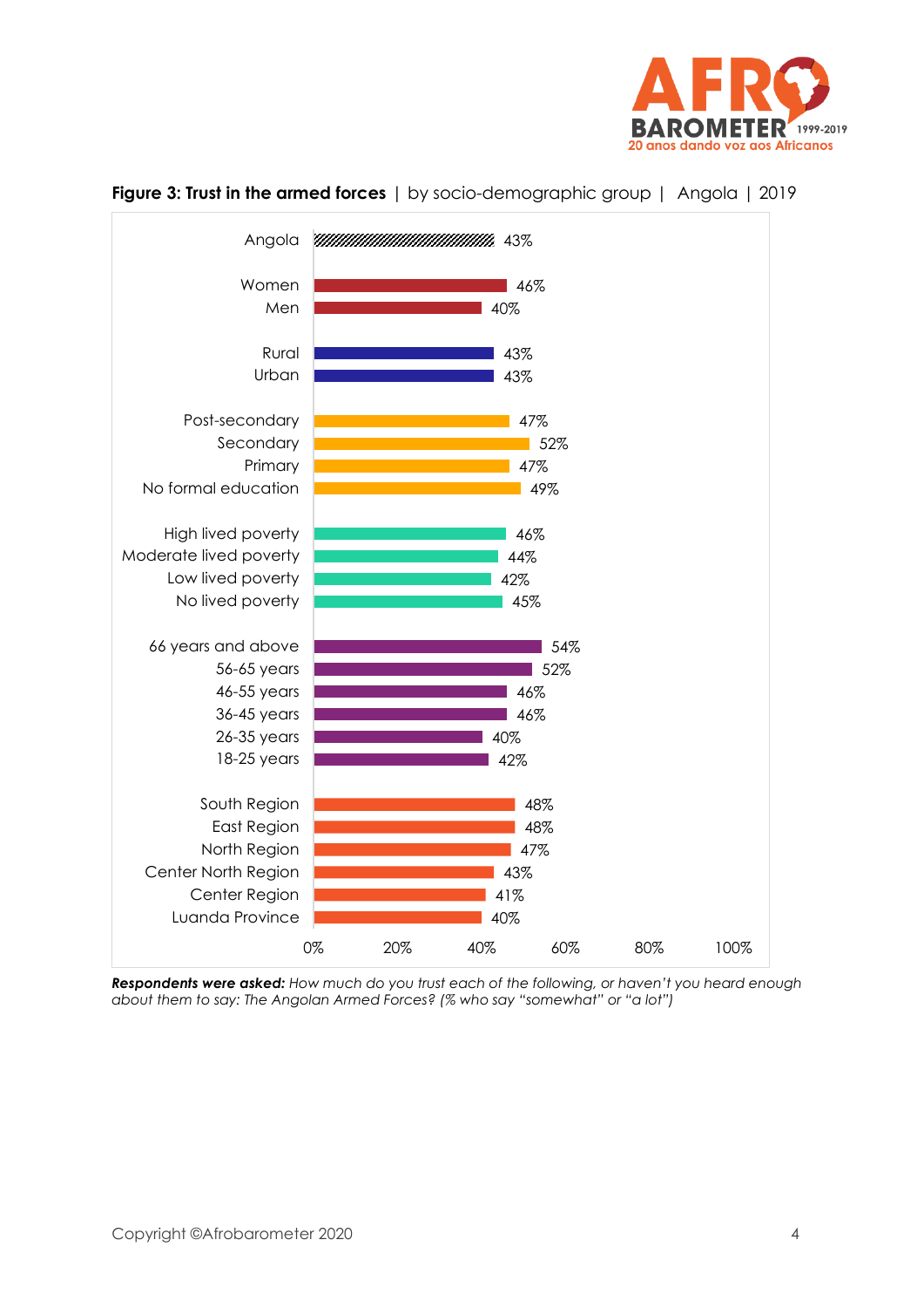**Figure 3: Trust in the armed forces** | by socio-demographic group | Angola | 2019

| Group | % |
|---|---|
| Angola | 43% |
| Women | 46% |
| Men | 40% |
| Rural | 43% |
| Urban | 43% |
| Post-secondary | 47% |
| Secondary | 52% |
| Primary | 47% |
| No formal education | 49% |
| High lived poverty | 46% |
| Moderate lived poverty | 44% |
| Low lived poverty | 42% |
| No lived poverty | 45% |
| 66 years and above | 54% |
| 56-65 years | 52% |
| 46-55 years | 46% |
| 36-45 years | 46% |
| 26-35 years | 40% |
| 18-25 years | 42% |
| South Region | 48% |
| East Region | 48% |
| North Region | 47% |
| Center North Region | 43% |
| Center Region | 41% |
| Luanda Province | 40% |

***Respondents were asked:*** *How much do you trust each of the following, or haven't you heard enough about them to say: The Angolan Armed Forces? (% who say "somewhat" or "a lot")*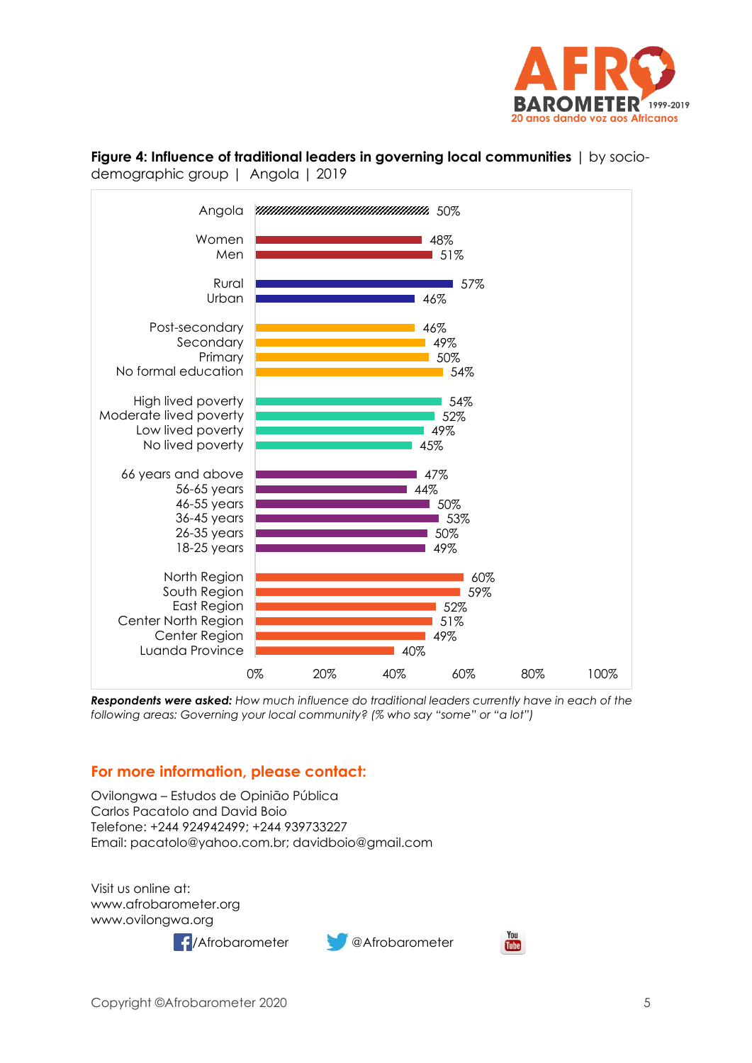**Figure 4: Influence of traditional leaders in governing local communities** | by socio-demographic group | Angola | 2019

Angola 50%

Women 48%
Men 51%

Rural 57%
Urban 46%

Post-secondary 46%
Secondary 49%
Primary 50%
No formal education 54%

High lived poverty 54%
Moderate lived poverty 52%
Low lived poverty 49%
No lived poverty 45%

66 years and above 47%
56-65 years 44%
46-55 years 50%
36-45 years 53%
26-35 years 50%
18-25 years 49%

North Region 60%
South Region 59%
East Region 52%
Center North Region 51%
Center Region 49%
Luanda Province 40%

0% 20% 40% 60% 80% 100%

***Respondents were asked:*** *How much influence do traditional leaders currently have in each of the following areas: Governing your local community? (% who say "some" or "a lot")*

## For more information, please contact:

Ovilongwa – Estudos de Opinião Pública
Carlos Pacatolo and David Boio
Telefone: +244 924942499; +244 939733227
Email: pacatolo@yahoo.com.br; davidboio@gmail.com

Visit us online at:
www.afrobarometer.org
www.ovilongwa.org

/Afrobarometer @Afrobarometer

Copyright ©Afrobarometer 2020